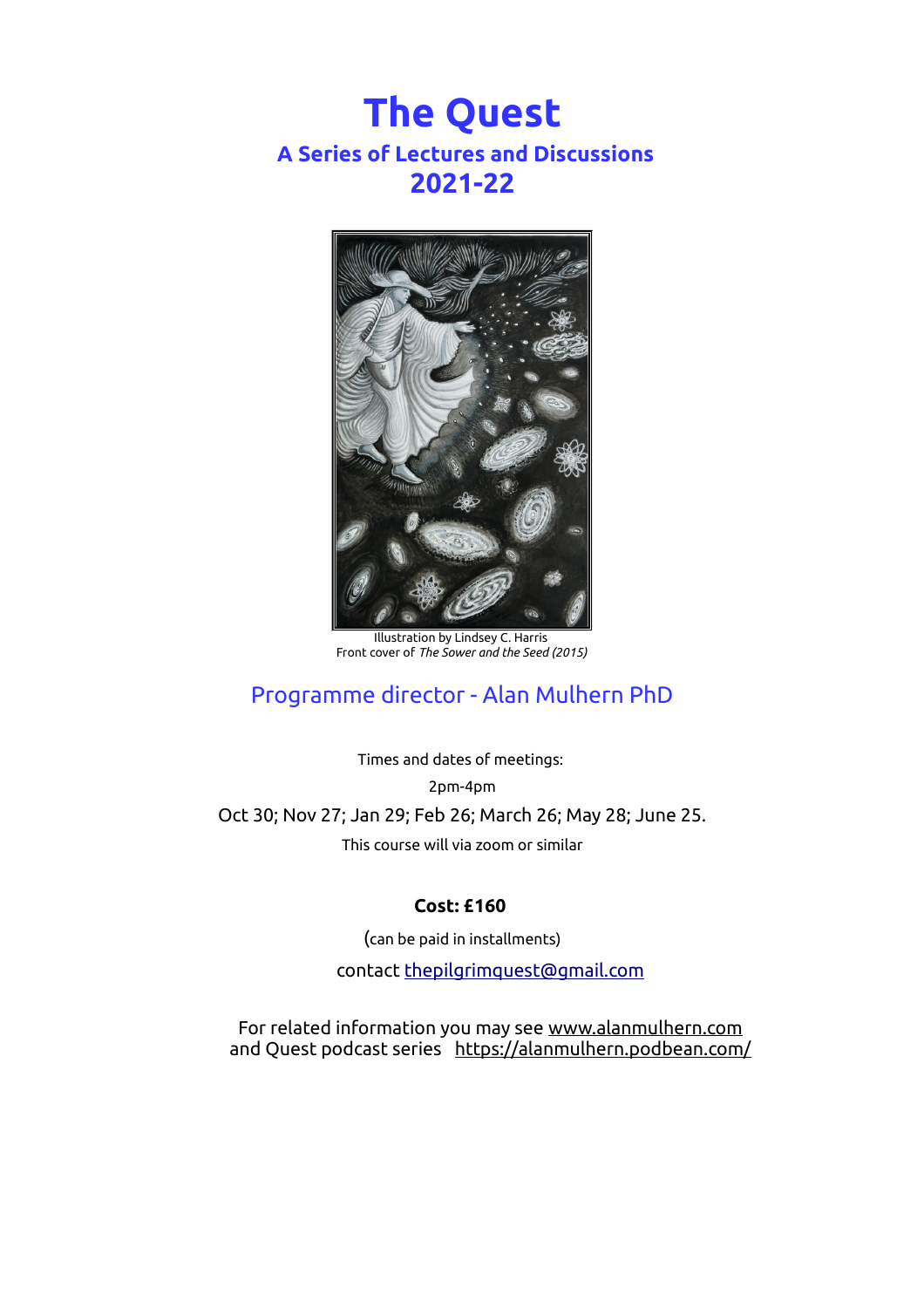# The Quest

## A Series of Lectures and Discussions

## 2021-22

Illustration by Lindsey C. Harris
Front cover of *The Sower and the Seed (2015)*

### Programme director - Alan Mulhern PhD

Times and dates of meetings:

2pm-4pm

Oct 30; Nov 27; Jan 29; Feb 26; March 26; May 28; June 25.

This course will via zoom or similar

**Cost: £160**

(can be paid in installments)

contact thepilgrimquest@gmail.com

For related information you may see www.alanmulhern.com
and Quest podcast series https://alanmulhern.podbean.com/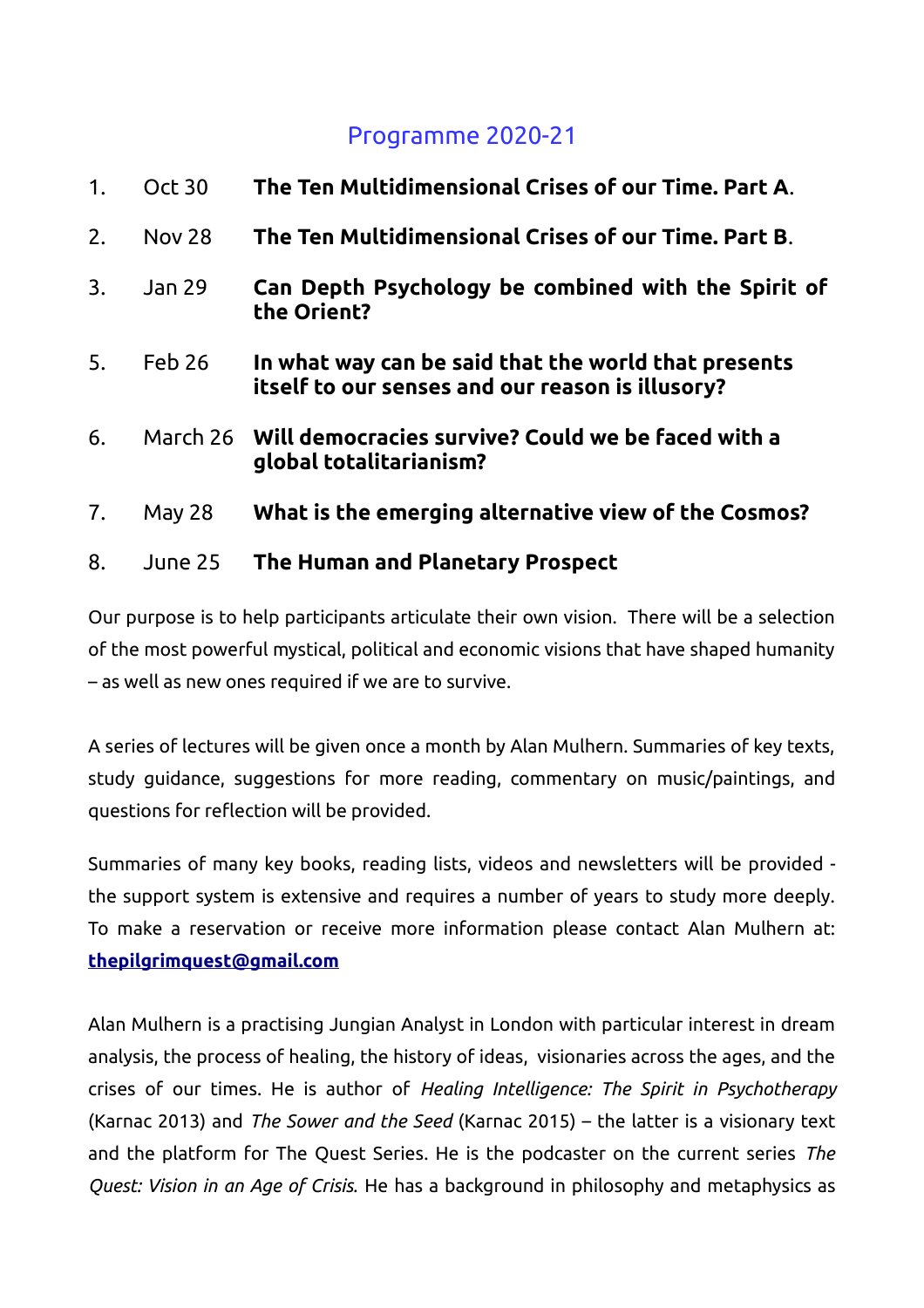## Programme 2020-21

1. Oct 30 **The Ten Multidimensional Crises of our Time. Part A**.
2. Nov 28 **The Ten Multidimensional Crises of our Time. Part B**.
3. Jan 29 **Can Depth Psychology be combined with the Spirit of the Orient?**
5. Feb 26 **In what way can be said that the world that presents itself to our senses and our reason is illusory?**
6. March 26 **Will democracies survive? Could we be faced with a global totalitarianism?**
7. May 28 **What is the emerging alternative view of the Cosmos?**
8. June 25 **The Human and Planetary Prospect**

Our purpose is to help participants articulate their own vision. There will be a selection of the most powerful mystical, political and economic visions that have shaped humanity – as well as new ones required if we are to survive.

A series of lectures will be given once a month by Alan Mulhern. Summaries of key texts, study guidance, suggestions for more reading, commentary on music/paintings, and questions for reflection will be provided.

Summaries of many key books, reading lists, videos and newsletters will be provided - the support system is extensive and requires a number of years to study more deeply. To make a reservation or receive more information please contact Alan Mulhern at: **thepilgrimquest@gmail.com**

Alan Mulhern is a practising Jungian Analyst in London with particular interest in dream analysis, the process of healing, the history of ideas, visionaries across the ages, and the crises of our times. He is author of *Healing Intelligence: The Spirit in Psychotherapy* (Karnac 2013) and *The Sower and the Seed* (Karnac 2015) – the latter is a visionary text and the platform for The Quest Series. He is the podcaster on the current series *The Quest: Vision in an Age of Crisis.* He has a background in philosophy and metaphysics as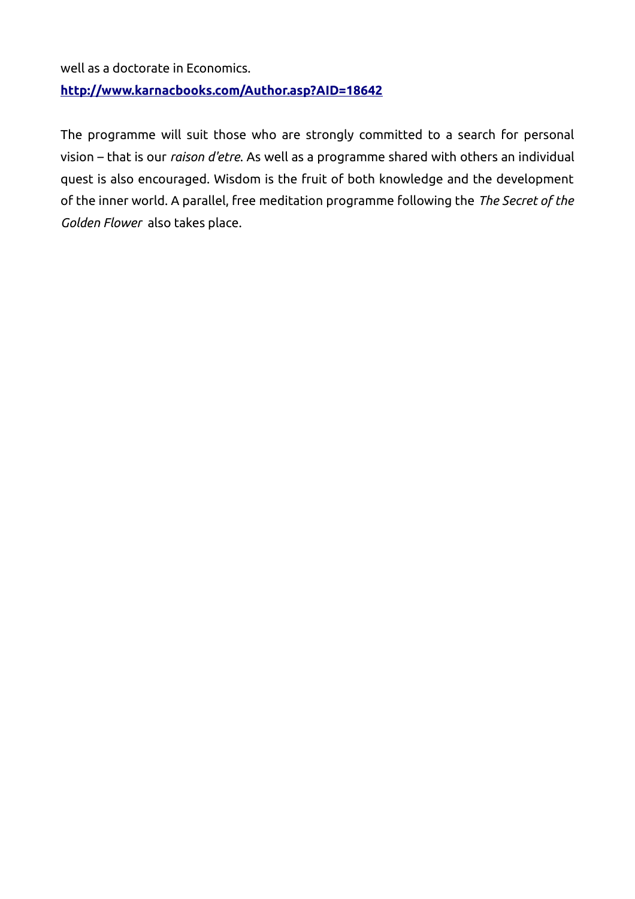well as a doctorate in Economics.

**[http://www.karnacbooks.com/Author.asp?AID=18642](http://www.karnacbooks.com/Author.asp?AID=18642)**

The programme will suit those who are strongly committed to a search for personal vision – that is our *raison d'etre*. As well as a programme shared with others an individual quest is also encouraged. Wisdom is the fruit of both knowledge and the development of the inner world. A parallel, free meditation programme following the *The Secret of the Golden Flower* also takes place.